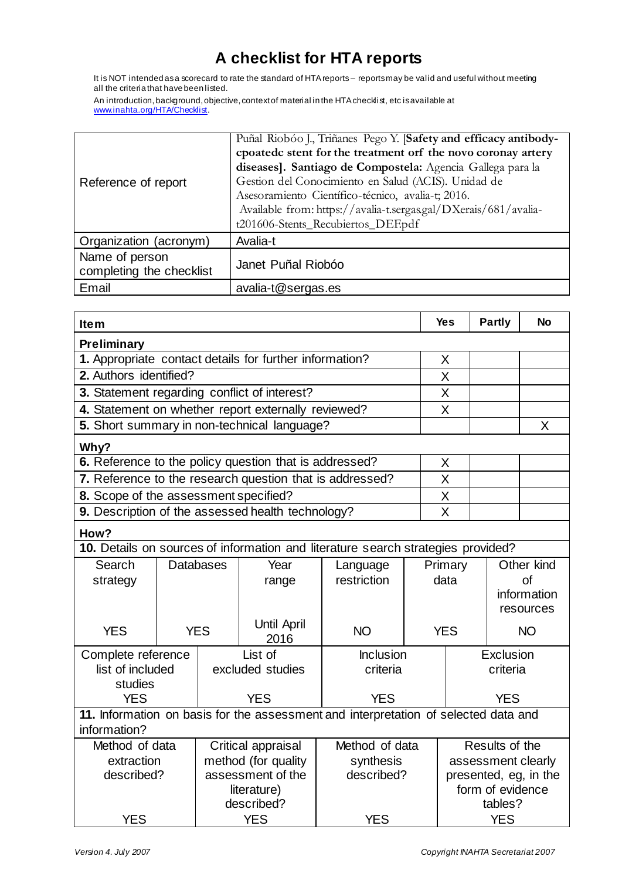# A checklist for HTA reports

It is NOT intended as a scorecard to rate the standard of HTA reports – reports may be valid and useful without meeting all the criteria that have been listed.

An introduction, background, objective, context of material in the HTA checklist, etc is available at www.inahta.org/HTA/Checklist.

| | |
|---|---|
| Reference of report | Puñal Riobóo J., Triñanes Pego Y. [**Safety and efficacy antibody-cpoatedc stent for the treatment orf the novo coronay artery diseases]. Santiago de Compostela:** Agencia Gallega para la Gestion del Conocimiento en Salud (ACIS). Unidad de Asesoramiento Científico-técnico, avalia-t; 2016. Available from: https://avalia-t.sergas.gal/DXerais/681/avalia-t201606-Stents_Recubiertos_DEF.pdf |
| Organization (acronym) | Avalia-t |
| Name of person completing the checklist | Janet Puñal Riobóo |
| Email | avalia-t@sergas.es |

| **Item** | **Yes** | **Partly** | **No** |
|---|---|---|---|
| **Preliminary** | | | |
| **1.** Appropriate contact details for further information? | X | | |
| **2.** Authors identified? | X | | |
| **3.** Statement regarding conflict of interest? | X | | |
| **4.** Statement on whether report externally reviewed? | X | | |
| **5.** Short summary in non-technical language? | | | X |
| **Why?** | | | |
| **6.** Reference to the policy question that is addressed? | X | | |
| **7.** Reference to the research question that is addressed? | X | | |
| **8.** Scope of the assessment specified? | X | | |
| **9.** Description of the assessed health technology? | X | | |

**How?**

**10.** Details on sources of information and literature search strategies provided?

| Search strategy | Databases | Year range | Language restriction | Primary data | Other kind of information resources |
|---|---|---|---|---|---|
| YES | YES | Until April 2016 | NO | YES | NO |

| Complete reference list of included studies | List of excluded studies | Inclusion criteria | Exclusion criteria |
|---|---|---|---|
| YES | YES | YES | YES |

**11.** Information on basis for the assessment and interpretation of selected data and information?

| Method of data extraction described? | Critical appraisal method (for quality assessment of the literature) described? | Method of data synthesis described? | Results of the assessment clearly presented, eg, in the form of evidence tables? |
|---|---|---|---|
| YES | YES | YES | YES |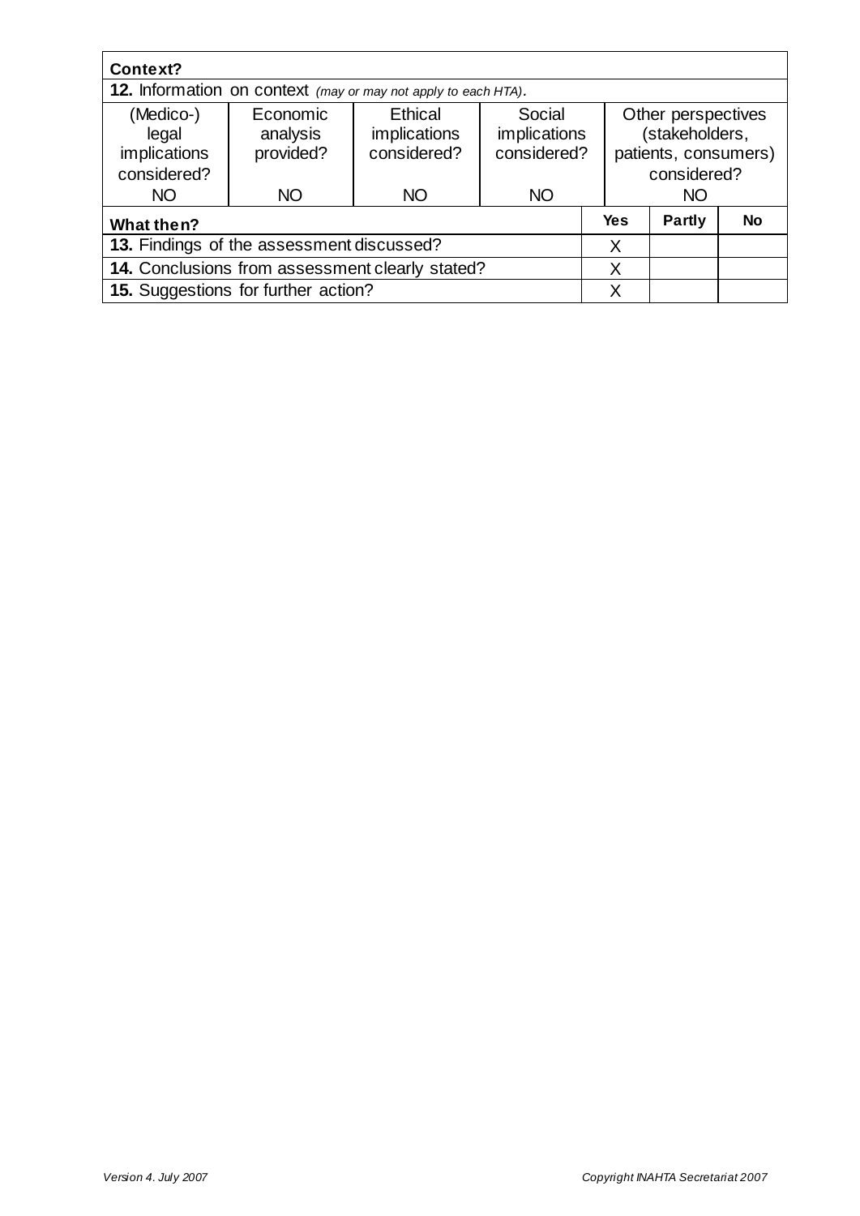| **Context?** | | | | | | |
|---|---|---|---|---|---|---|
| **12.** Information on context *(may or may not apply to each HTA)*. | | | | | | |
| (Medico-) legal implications considered? | Economic analysis provided? | Ethical implications considered? | Social implications considered? | Other perspectives (stakeholders, patients, consumers) considered? | | |
| NO | NO | NO | NO | NO | | |
| **What then?** | | | | **Yes** | **Partly** | **No** |
| **13.** Findings of the assessment discussed? | | | | X | | |
| **14.** Conclusions from assessment clearly stated? | | | | X | | |
| **15.** Suggestions for further action? | | | | X | | |

*Version 4. July 2007* *Copyright INAHTA Secretariat 2007*